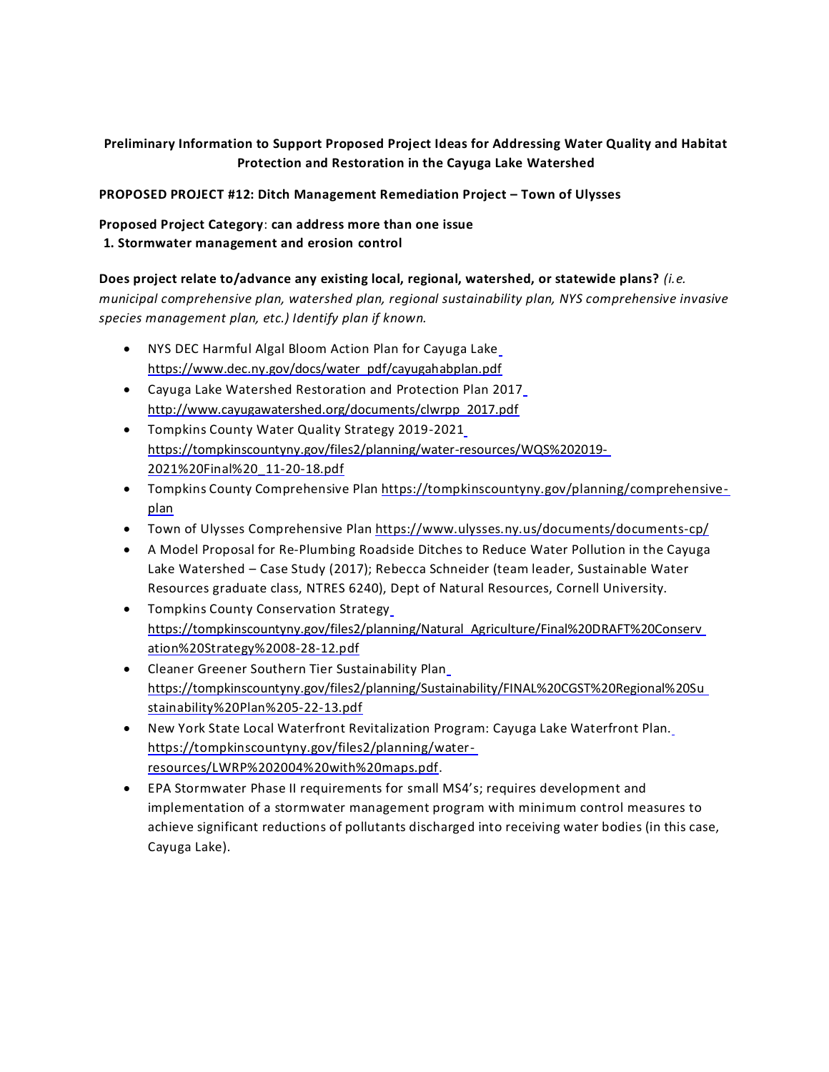**Preliminary Information to Support Proposed Project Ideas for Addressing Water Quality and Habitat Protection and Restoration in the Cayuga Lake Watershed**

**PROPOSED PROJECT #12: Ditch Management Remediation Project – Town of Ulysses**

**Proposed Project Category**: **can address more than one issue**

**1. Stormwater management and erosion control**

**Does project relate to/advance any existing local, regional, watershed, or statewide plans?** *(i.e. municipal comprehensive plan, watershed plan, regional sustainability plan, NYS comprehensive invasive species management plan, etc.) Identify plan if known.*

- NYS DEC Harmful Algal Bloom Action Plan for Cayuga Lake https://www.dec.ny.gov/docs/water_pdf/cayugahabplan.pdf
- Cayuga Lake Watershed Restoration and Protection Plan 2017 http://www.cayugawatershed.org/documents/clwrpp_2017.pdf
- Tompkins County Water Quality Strategy 2019-2021 https://tompkinscountyny.gov/files2/planning/water-resources/WQS%202019-2021%20Final%20_11-20-18.pdf
- Tompkins County Comprehensive Plan https://tompkinscountyny.gov/planning/comprehensive-plan
- Town of Ulysses Comprehensive Plan https://www.ulysses.ny.us/documents/documents-cp/
- A Model Proposal for Re-Plumbing Roadside Ditches to Reduce Water Pollution in the Cayuga Lake Watershed – Case Study (2017); Rebecca Schneider (team leader, Sustainable Water Resources graduate class, NTRES 6240), Dept of Natural Resources, Cornell University.
- Tompkins County Conservation Strategy https://tompkinscountyny.gov/files2/planning/Natural_Agriculture/Final%20DRAFT%20Conservation%20Strategy%2008-28-12.pdf
- Cleaner Greener Southern Tier Sustainability Plan https://tompkinscountyny.gov/files2/planning/Sustainability/FINAL%20CGST%20Regional%20Sustainability%20Plan%205-22-13.pdf
- New York State Local Waterfront Revitalization Program: Cayuga Lake Waterfront Plan. https://tompkinscountyny.gov/files2/planning/water-resources/LWRP%202004%20with%20maps.pdf.
- EPA Stormwater Phase II requirements for small MS4's; requires development and implementation of a stormwater management program with minimum control measures to achieve significant reductions of pollutants discharged into receiving water bodies (in this case, Cayuga Lake).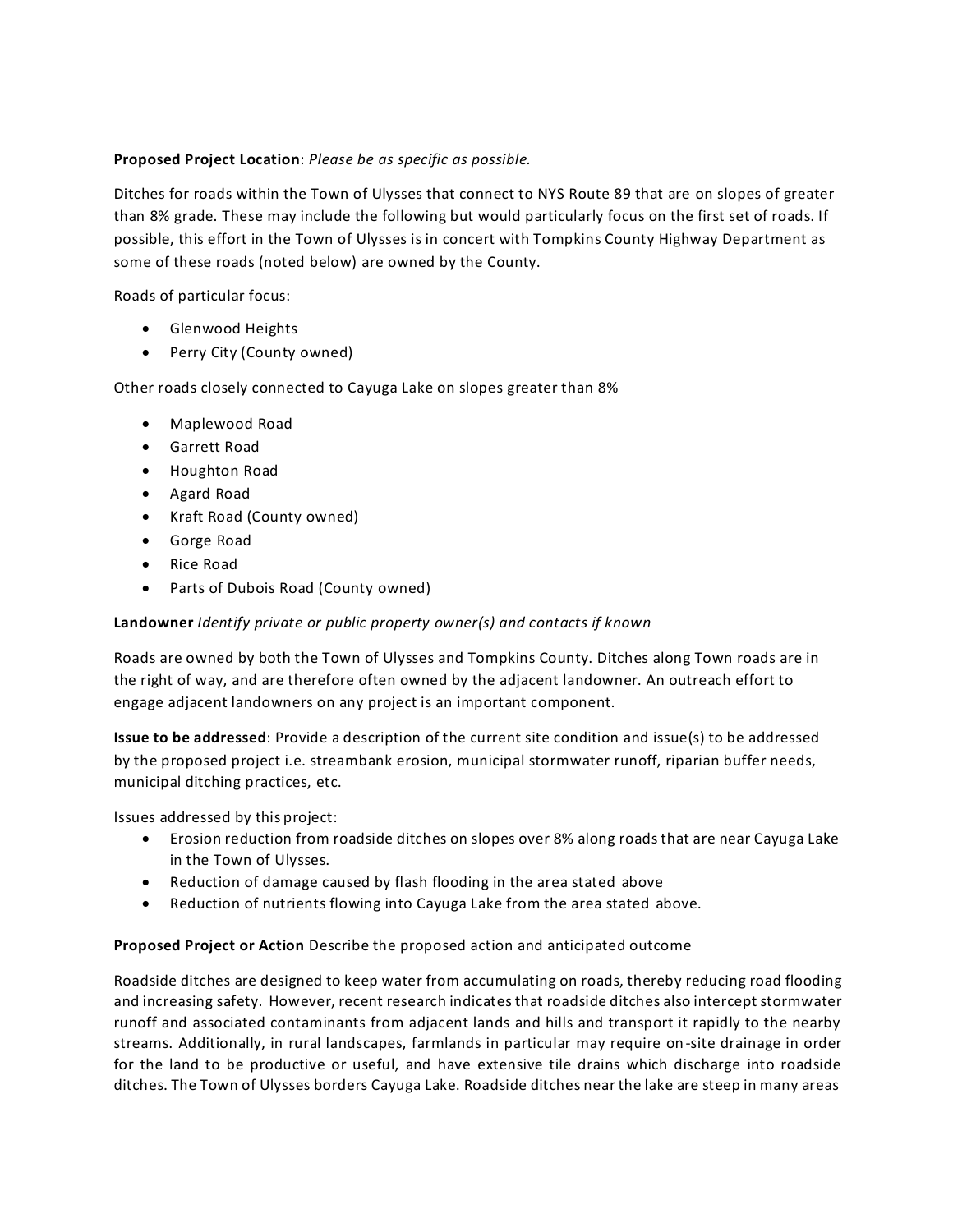**Proposed Project Location**: *Please be as specific as possible.*

Ditches for roads within the Town of Ulysses that connect to NYS Route 89 that are on slopes of greater than 8% grade. These may include the following but would particularly focus on the first set of roads. If possible, this effort in the Town of Ulysses is in concert with Tompkins County Highway Department as some of these roads (noted below) are owned by the County.

Roads of particular focus:

- Glenwood Heights
- Perry City (County owned)

Other roads closely connected to Cayuga Lake on slopes greater than 8%

- Maplewood Road
- Garrett Road
- Houghton Road
- Agard Road
- Kraft Road (County owned)
- Gorge Road
- Rice Road
- Parts of Dubois Road (County owned)

**Landowner** *Identify private or public property owner(s) and contacts if known*

Roads are owned by both the Town of Ulysses and Tompkins County. Ditches along Town roads are in the right of way, and are therefore often owned by the adjacent landowner. An outreach effort to engage adjacent landowners on any project is an important component.

**Issue to be addressed**: Provide a description of the current site condition and issue(s) to be addressed by the proposed project i.e. streambank erosion, municipal stormwater runoff, riparian buffer needs, municipal ditching practices, etc.

Issues addressed by this project:

- Erosion reduction from roadside ditches on slopes over 8% along roads that are near Cayuga Lake in the Town of Ulysses.
- Reduction of damage caused by flash flooding in the area stated above
- Reduction of nutrients flowing into Cayuga Lake from the area stated above.

**Proposed Project or Action** Describe the proposed action and anticipated outcome

Roadside ditches are designed to keep water from accumulating on roads, thereby reducing road flooding and increasing safety. However, recent research indicates that roadside ditches also intercept stormwater runoff and associated contaminants from adjacent lands and hills and transport it rapidly to the nearby streams. Additionally, in rural landscapes, farmlands in particular may require on-site drainage in order for the land to be productive or useful, and have extensive tile drains which discharge into roadside ditches. The Town of Ulysses borders Cayuga Lake. Roadside ditches near the lake are steep in many areas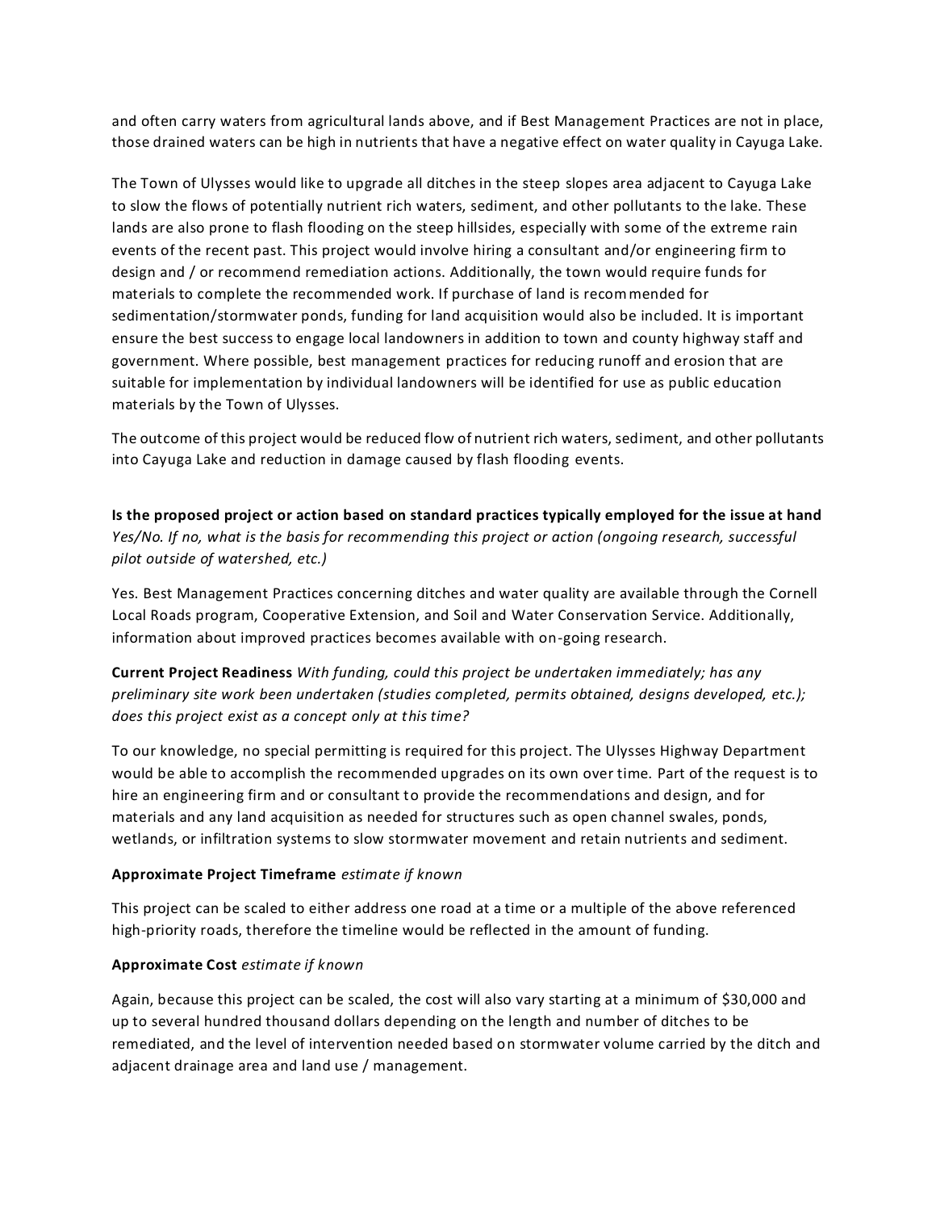and often carry waters from agricultural lands above, and if Best Management Practices are not in place, those drained waters can be high in nutrients that have a negative effect on water quality in Cayuga Lake.

The Town of Ulysses would like to upgrade all ditches in the steep slopes area adjacent to Cayuga Lake to slow the flows of potentially nutrient rich waters, sediment, and other pollutants to the lake. These lands are also prone to flash flooding on the steep hillsides, especially with some of the extreme rain events of the recent past. This project would involve hiring a consultant and/or engineering firm to design and / or recommend remediation actions. Additionally, the town would require funds for materials to complete the recommended work. If purchase of land is recommended for sedimentation/stormwater ponds, funding for land acquisition would also be included. It is important ensure the best success to engage local landowners in addition to town and county highway staff and government. Where possible, best management practices for reducing runoff and erosion that are suitable for implementation by individual landowners will be identified for use as public education materials by the Town of Ulysses.

The outcome of this project would be reduced flow of nutrient rich waters, sediment, and other pollutants into Cayuga Lake and reduction in damage caused by flash flooding events.

**Is the proposed project or action based on standard practices typically employed for the issue at hand** *Yes/No. If no, what is the basis for recommending this project or action (ongoing research, successful pilot outside of watershed, etc.)*

Yes. Best Management Practices concerning ditches and water quality are available through the Cornell Local Roads program, Cooperative Extension, and Soil and Water Conservation Service. Additionally, information about improved practices becomes available with on-going research.

**Current Project Readiness** *With funding, could this project be undertaken immediately; has any preliminary site work been undertaken (studies completed, permits obtained, designs developed, etc.); does this project exist as a concept only at this time?*

To our knowledge, no special permitting is required for this project. The Ulysses Highway Department would be able to accomplish the recommended upgrades on its own over time. Part of the request is to hire an engineering firm and or consultant to provide the recommendations and design, and for materials and any land acquisition as needed for structures such as open channel swales, ponds, wetlands, or infiltration systems to slow stormwater movement and retain nutrients and sediment.

**Approximate Project Timeframe** *estimate if known*

This project can be scaled to either address one road at a time or a multiple of the above referenced high-priority roads, therefore the timeline would be reflected in the amount of funding.

**Approximate Cost** *estimate if known*

Again, because this project can be scaled, the cost will also vary starting at a minimum of $30,000 and up to several hundred thousand dollars depending on the length and number of ditches to be remediated, and the level of intervention needed based on stormwater volume carried by the ditch and adjacent drainage area and land use / management.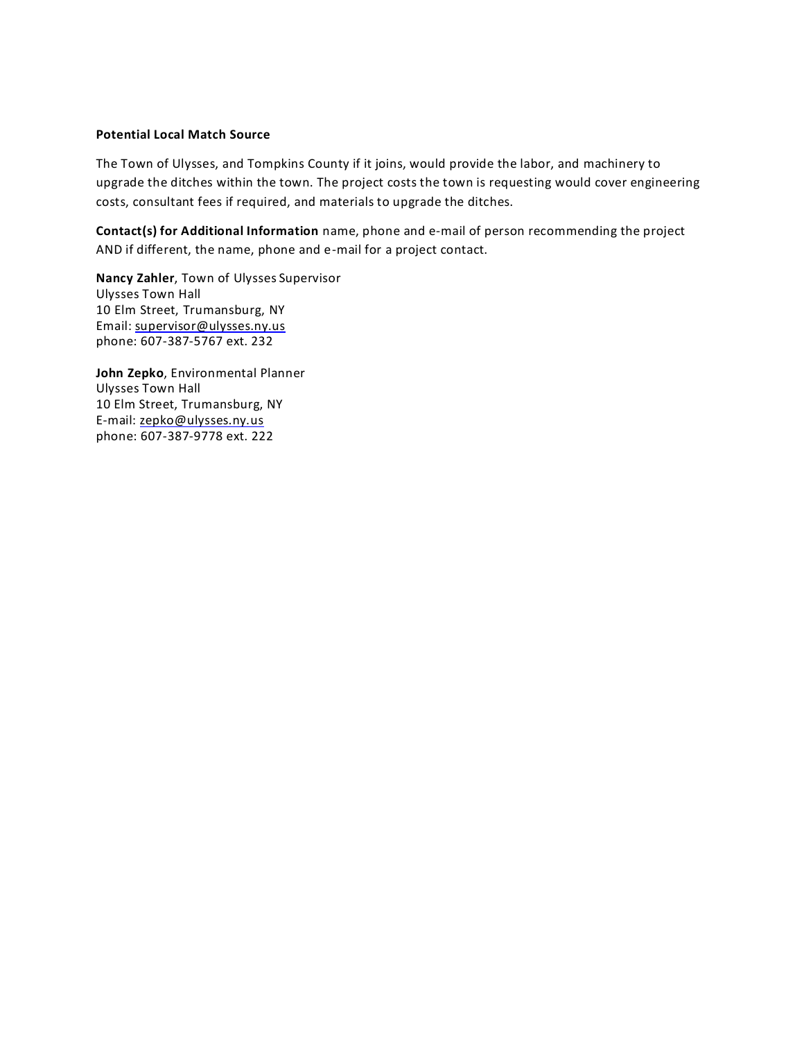**Potential Local Match Source**

The Town of Ulysses, and Tompkins County if it joins, would provide the labor, and machinery to upgrade the ditches within the town. The project costs the town is requesting would cover engineering costs, consultant fees if required, and materials to upgrade the ditches.

**Contact(s) for Additional Information** name, phone and e-mail of person recommending the project AND if different, the name, phone and e-mail for a project contact.

**Nancy Zahler**, Town of Ulysses Supervisor  
Ulysses Town Hall  
10 Elm Street, Trumansburg, NY  
Email: supervisor@ulysses.ny.us  
phone: 607-387-5767 ext. 232

**John Zepko**, Environmental Planner  
Ulysses Town Hall  
10 Elm Street, Trumansburg, NY  
E-mail: zepko@ulysses.ny.us  
phone: 607-387-9778 ext. 222